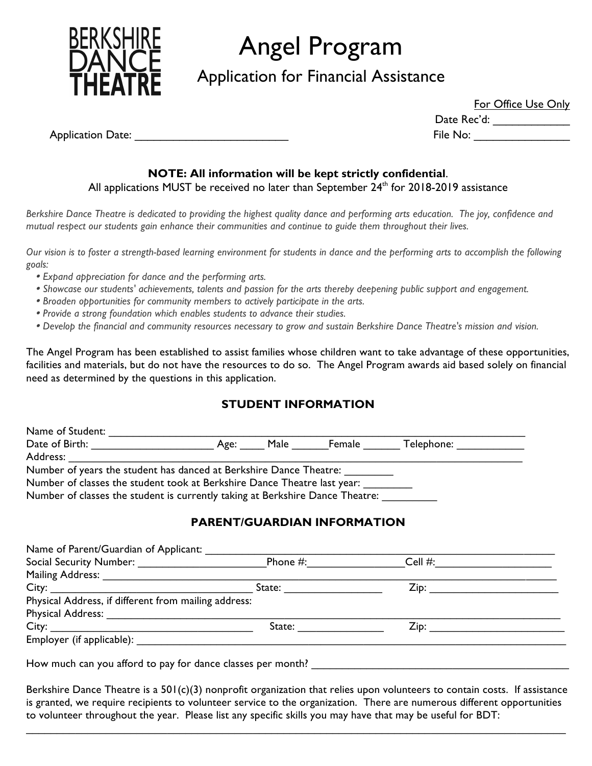BERKSHIRE DANCE THEATRE

# Angel Program

## Application for Financial Assistance

For Office Use Only

Date Rec'd: ____________

Application Date: _________________________ File No: _______________

**NOTE: All information will be kept strictly confidential**.

All applications MUST be received no later than September 24th for 2018-2019 assistance

*Berkshire Dance Theatre is dedicated to providing the highest quality dance and performing arts education. The joy, confidence and mutual respect our students gain enhance their communities and continue to guide them throughout their lives.*

*Our vision is to foster a strength-based learning environment for students in dance and the performing arts to accomplish the following goals:*

- *Expand appreciation for dance and the performing arts.*
- *Showcase our students' achievements, talents and passion for the arts thereby deepening public support and engagement.*
- *Broaden opportunities for community members to actively participate in the arts.*
- *Provide a strong foundation which enables students to advance their studies.*
- *Develop the financial and community resources necessary to grow and sustain Berkshire Dance Theatre's mission and vision.*

The Angel Program has been established to assist families whose children want to take advantage of these opportunities, facilities and materials, but do not have the resources to do so. The Angel Program awards aid based solely on financial need as determined by the questions in this application.

### STUDENT INFORMATION

Name of Student: ____________________________________________

Date of Birth: ____________________ Age: ____ Male ______Female ______ Telephone: ___________

Address: ____________________________________________

Number of years the student has danced at Berkshire Dance Theatre: ________

Number of classes the student took at Berkshire Dance Theatre last year: ________

Number of classes the student is currently taking at Berkshire Dance Theatre: _________

### PARENT/GUARDIAN INFORMATION

Name of Parent/Guardian of Applicant: ____________________________________________

Social Security Number: ______________________Phone #:________________Cell #:___________________

Mailing Address: ____________________________________________

City: __________________________________ State: ________________ Zip: ______________________

Physical Address, if different from mailing address:

Physical Address: ____________________________________________

City: __________________________________ State: ______________ Zip: _______________________

Employer (if applicable): ____________________________________________

How much can you afford to pay for dance classes per month? ____________________________________________

Berkshire Dance Theatre is a 501(c)(3) nonprofit organization that relies upon volunteers to contain costs. If assistance is granted, we require recipients to volunteer service to the organization. There are numerous different opportunities to volunteer throughout the year. Please list any specific skills you may have that may be useful for BDT:

____________________________________________________________________________________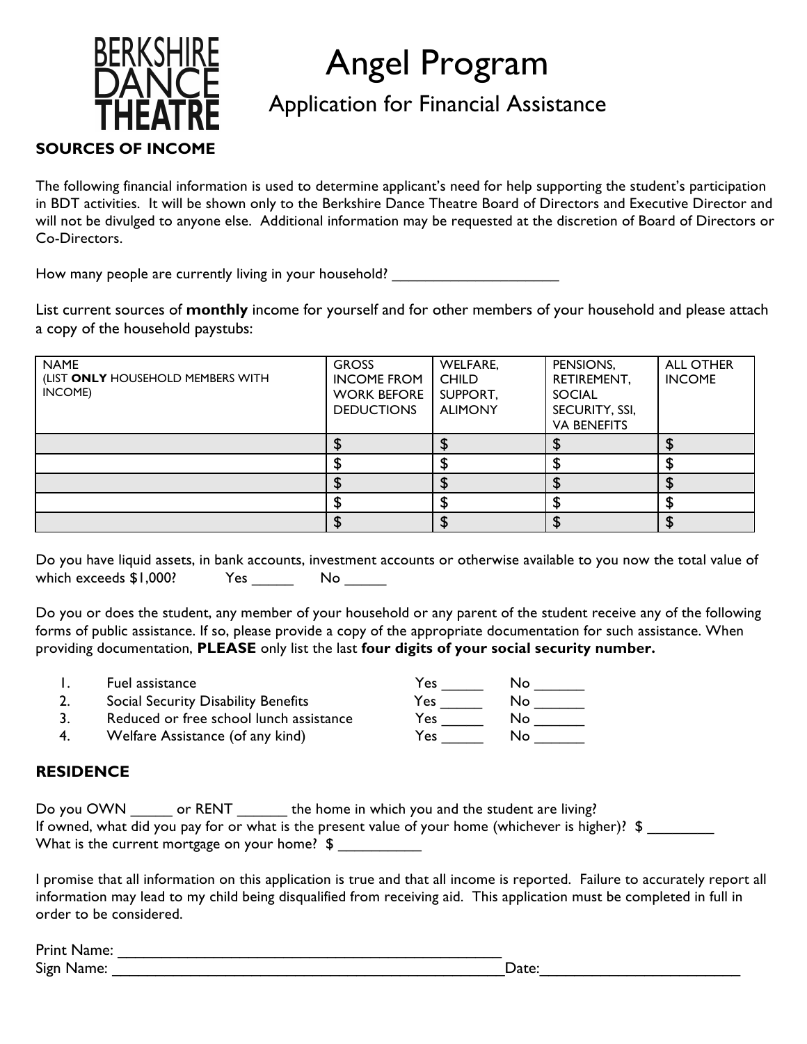BERKSHIRE DANCE THEATRE

# Angel Program

## Application for Financial Assistance

### SOURCES OF INCOME

The following financial information is used to determine applicant's need for help supporting the student's participation in BDT activities. It will be shown only to the Berkshire Dance Theatre Board of Directors and Executive Director and will not be divulged to anyone else. Additional information may be requested at the discretion of Board of Directors or Co-Directors.

How many people are currently living in your household? ____________________

List current sources of **monthly** income for yourself and for other members of your household and please attach a copy of the household paystubs:

| NAME (LIST **ONLY** HOUSEHOLD MEMBERS WITH INCOME) | GROSS INCOME FROM WORK BEFORE DEDUCTIONS | WELFARE, CHILD SUPPORT, ALIMONY | PENSIONS, RETIREMENT, SOCIAL SECURITY, SSI, VA BENEFITS | ALL OTHER INCOME |
|---|---|---|---|---|
| | $ | $ | $ | $ |
| | $ | $ | $ | $ |
| | $ | $ | $ | $ |
| | $ | $ | $ | $ |
| | $ | $ | $ | $ |

Do you have liquid assets, in bank accounts, investment accounts or otherwise available to you now the total value of which exceeds $1,000? Yes _____ No _____

Do you or does the student, any member of your household or any parent of the student receive any of the following forms of public assistance. If so, please provide a copy of the appropriate documentation for such assistance. When providing documentation, **PLEASE** only list the last **four digits of your social security number.**

1. Fuel assistance Yes _____ No ______
2. Social Security Disability Benefits Yes _____ No ______
3. Reduced or free school lunch assistance Yes _____ No ______
4. Welfare Assistance (of any kind) Yes _____ No ______

### RESIDENCE

Do you OWN _____ or RENT ______ the home in which you and the student are living?
If owned, what did you pay for or what is the present value of your home (whichever is higher)? $ ________
What is the current mortgage on your home? $ __________

I promise that all information on this application is true and that all income is reported. Failure to accurately report all information may lead to my child being disqualified from receiving aid. This application must be completed in full in order to be considered.

Print Name: ________________________________________________
Sign Name: __________________________________________________Date:________________________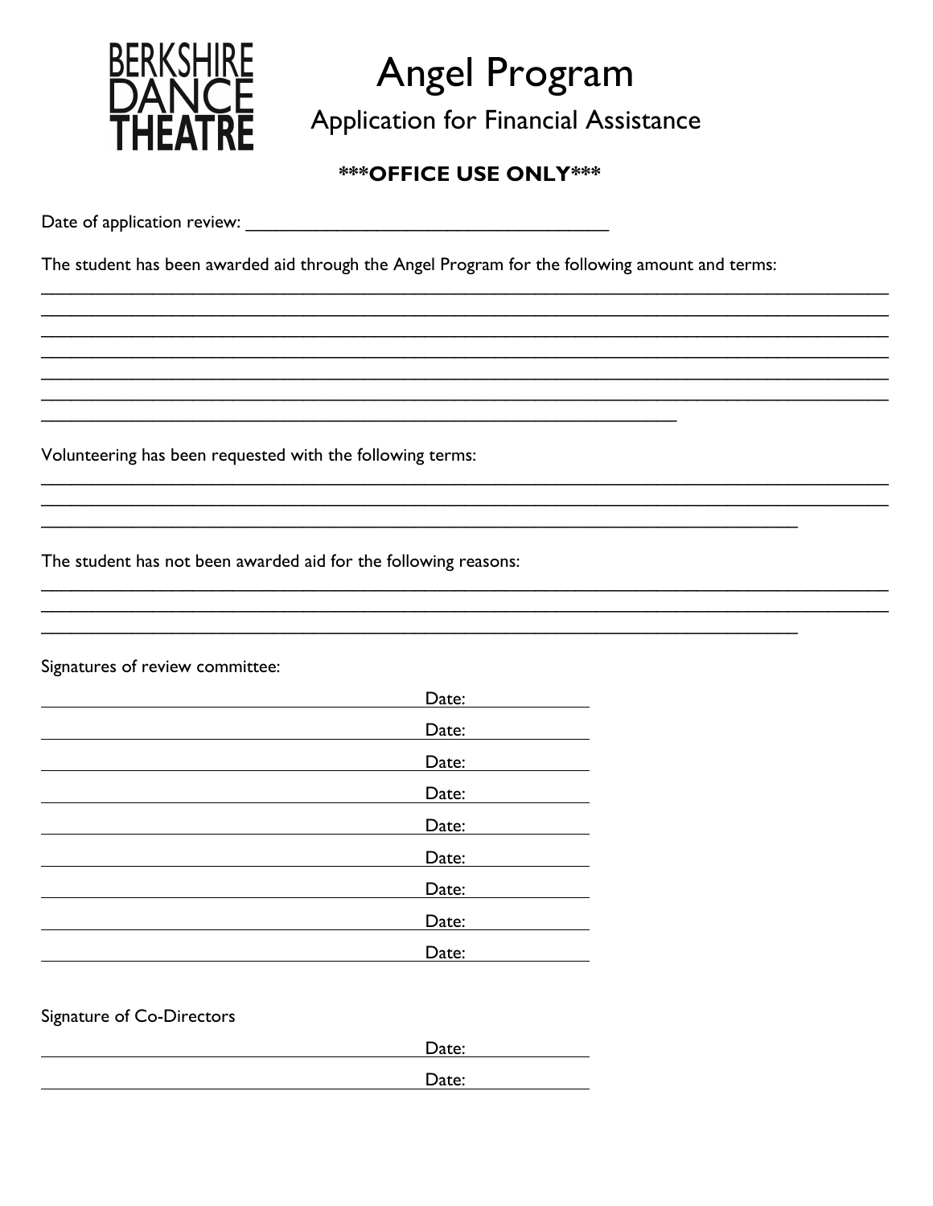BERKSHIRE DANCE THEATRE

# Angel Program

## Application for Financial Assistance

**\*\*\*OFFICE USE ONLY\*\*\***

Date of application review: ______________________________________

The student has been awarded aid through the Angel Program for the following amount and terms:

_____________________________________________________________________________________________
_____________________________________________________________________________________________
_____________________________________________________________________________________________
_____________________________________________________________________________________________
_____________________________________________________________________________________________
_____________________________________________________________________________________________
_______________________________________________________________________

Volunteering has been requested with the following terms:

_____________________________________________________________________________________________
_____________________________________________________________________________________________
_____________________________________________________________________________________

The student has not been awarded aid for the following reasons:

_____________________________________________________________________________________________
_____________________________________________________________________________________________
_____________________________________________________________________________________

Signatures of review committee:

__________________________________________ Date: __________
__________________________________________ Date: __________
__________________________________________ Date: __________
__________________________________________ Date: __________
__________________________________________ Date: __________
__________________________________________ Date: __________
__________________________________________ Date: __________
__________________________________________ Date: __________
__________________________________________ Date: __________

Signature of Co-Directors

__________________________________________ Date: __________
__________________________________________ Date: __________